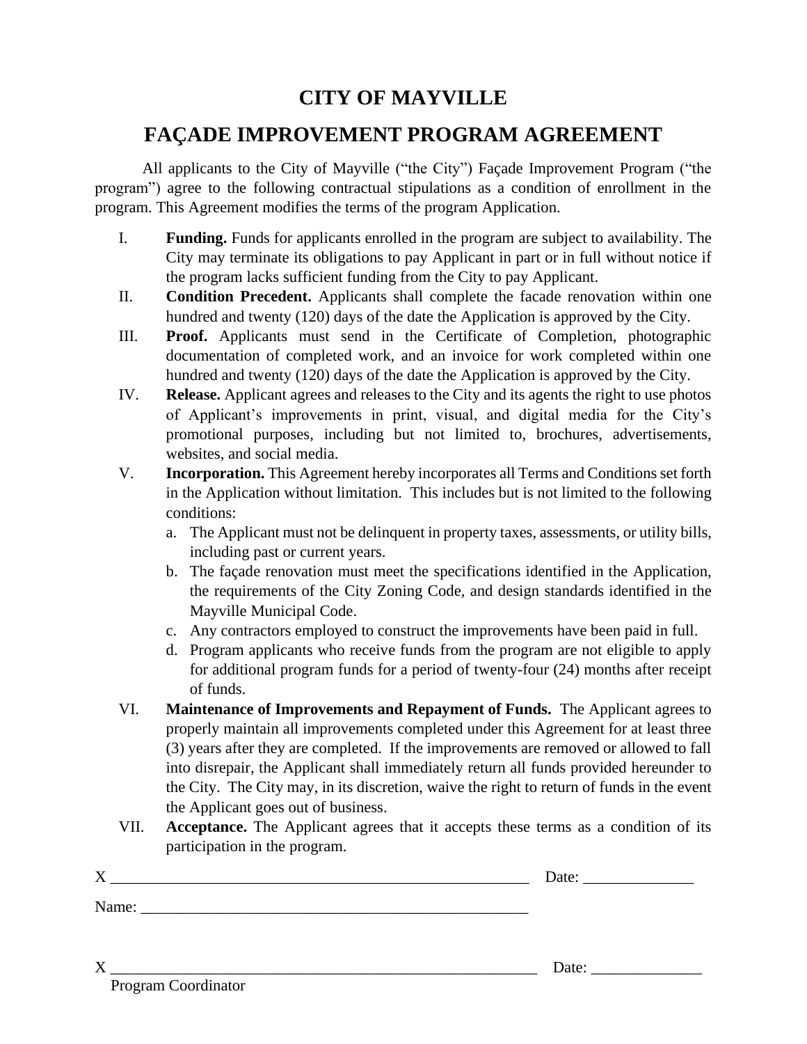# CITY OF MAYVILLE

## FAÇADE IMPROVEMENT PROGRAM AGREEMENT

All applicants to the City of Mayville ("the City") Façade Improvement Program ("the program") agree to the following contractual stipulations as a condition of enrollment in the program. This Agreement modifies the terms of the program Application.

I. **Funding.** Funds for applicants enrolled in the program are subject to availability. The City may terminate its obligations to pay Applicant in part or in full without notice if the program lacks sufficient funding from the City to pay Applicant.

II. **Condition Precedent.** Applicants shall complete the facade renovation within one hundred and twenty (120) days of the date the Application is approved by the City.

III. **Proof.** Applicants must send in the Certificate of Completion, photographic documentation of completed work, and an invoice for work completed within one hundred and twenty (120) days of the date the Application is approved by the City.

IV. **Release.** Applicant agrees and releases to the City and its agents the right to use photos of Applicant's improvements in print, visual, and digital media for the City's promotional purposes, including but not limited to, brochures, advertisements, websites, and social media.

V. **Incorporation.** This Agreement hereby incorporates all Terms and Conditions set forth in the Application without limitation. This includes but is not limited to the following conditions:

   a. The Applicant must not be delinquent in property taxes, assessments, or utility bills, including past or current years.
   b. The façade renovation must meet the specifications identified in the Application, the requirements of the City Zoning Code, and design standards identified in the Mayville Municipal Code.
   c. Any contractors employed to construct the improvements have been paid in full.
   d. Program applicants who receive funds from the program are not eligible to apply for additional program funds for a period of twenty-four (24) months after receipt of funds.

VI. **Maintenance of Improvements and Repayment of Funds.** The Applicant agrees to properly maintain all improvements completed under this Agreement for at least three (3) years after they are completed. If the improvements are removed or allowed to fall into disrepair, the Applicant shall immediately return all funds provided hereunder to the City. The City may, in its discretion, waive the right to return of funds in the event the Applicant goes out of business.

VII. **Acceptance.** The Applicant agrees that it accepts these terms as a condition of its participation in the program.

X ______________________________________________________ Date: ______________

Name: __________________________________________________

X ______________________________________________________ Date: ______________

Program Coordinator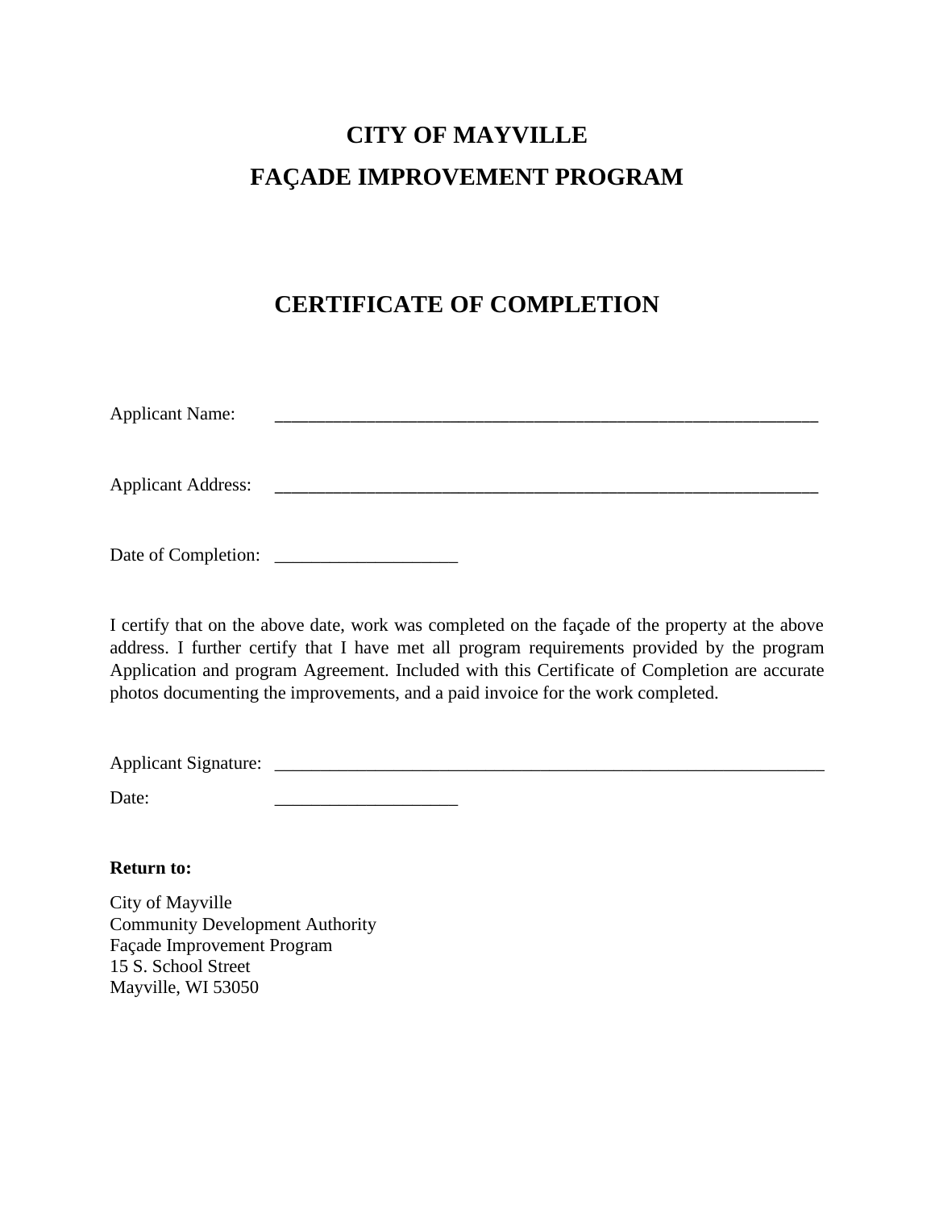# CITY OF MAYVILLE
# FAÇADE IMPROVEMENT PROGRAM

## CERTIFICATE OF COMPLETION

Applicant Name: _______________________________________________________________

Applicant Address: _______________________________________________________________

Date of Completion: ____________________

I certify that on the above date, work was completed on the façade of the property at the above address. I further certify that I have met all program requirements provided by the program Application and program Agreement. Included with this Certificate of Completion are accurate photos documenting the improvements, and a paid invoice for the work completed.

Applicant Signature: _______________________________________________________________

Date: ____________________

**Return to:**

City of Mayville
Community Development Authority
Façade Improvement Program
15 S. School Street
Mayville, WI 53050